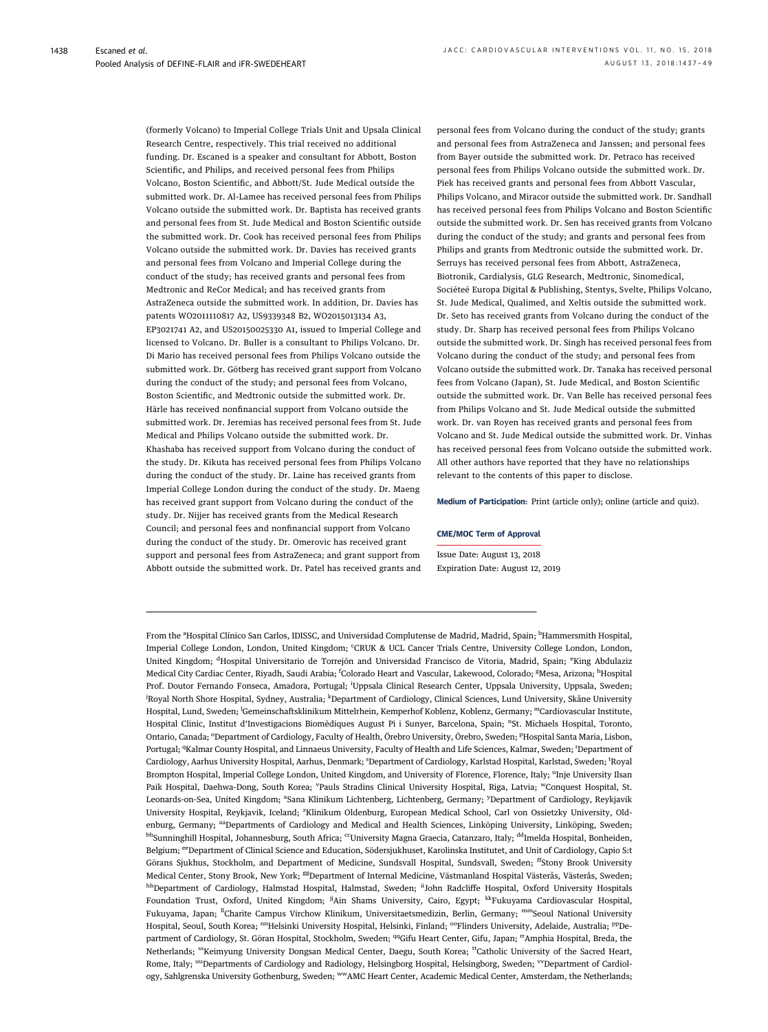(formerly Volcano) to Imperial College Trials Unit and Upsala Clinical Research Centre, respectively. This trial received no additional funding. Dr. Escaned is a speaker and consultant for Abbott, Boston Scientific, and Philips, and received personal fees from Philips Volcano, Boston Scientific, and Abbott/St. Jude Medical outside the submitted work. Dr. Al-Lamee has received personal fees from Philips Volcano outside the submitted work. Dr. Baptista has received grants and personal fees from St. Jude Medical and Boston Scientific outside the submitted work. Dr. Cook has received personal fees from Philips Volcano outside the submitted work. Dr. Davies has received grants and personal fees from Volcano and Imperial College during the conduct of the study; has received grants and personal fees from Medtronic and ReCor Medical; and has received grants from AstraZeneca outside the submitted work. In addition, Dr. Davies has patents WO2011110817 A2, US9339348 B2, WO2015013134 A3, EP3021741 A2, and US20150025330 A1, issued to Imperial College and licensed to Volcano. Dr. Buller is a consultant to Philips Volcano. Dr. Di Mario has received personal fees from Philips Volcano outside the submitted work. Dr. Götberg has received grant support from Volcano during the conduct of the study; and personal fees from Volcano, Boston Scientific, and Medtronic outside the submitted work. Dr. Härle has received nonfinancial support from Volcano outside the submitted work. Dr. Jeremias has received personal fees from St. Jude Medical and Philips Volcano outside the submitted work. Dr. Khashaba has received support from Volcano during the conduct of the study. Dr. Kikuta has received personal fees from Philips Volcano during the conduct of the study. Dr. Laine has received grants from Imperial College London during the conduct of the study. Dr. Maeng has received grant support from Volcano during the conduct of the study. Dr. Nijjer has received grants from the Medical Research Council; and personal fees and nonfinancial support from Volcano during the conduct of the study. Dr. Omerovic has received grant support and personal fees from AstraZeneca; and grant support from Abbott outside the submitted work. Dr. Patel has received grants and personal fees from Volcano during the conduct of the study; grants and personal fees from AstraZeneca and Janssen; and personal fees from Bayer outside the submitted work. Dr. Petraco has received personal fees from Philips Volcano outside the submitted work. Dr. Piek has received grants and personal fees from Abbott Vascular, Philips Volcano, and Miracor outside the submitted work. Dr. Sandhall has received personal fees from Philips Volcano and Boston Scientific outside the submitted work. Dr. Sen has received grants from Volcano during the conduct of the study; and grants and personal fees from Philips and grants from Medtronic outside the submitted work. Dr. Serruys has received personal fees from Abbott, AstraZeneca, Biotronik, Cardialysis, GLG Research, Medtronic, Sinomedical, Sociéteé Europa Digital & Publishing, Stentys, Svelte, Philips Volcano, St. Jude Medical, Qualimed, and Xeltis outside the submitted work. Dr. Seto has received grants from Volcano during the conduct of the study. Dr. Sharp has received personal fees from Philips Volcano outside the submitted work. Dr. Singh has received personal fees from Volcano during the conduct of the study; and personal fees from Volcano outside the submitted work. Dr. Tanaka has received personal fees from Volcano (Japan), St. Jude Medical, and Boston Scientific outside the submitted work. Dr. Van Belle has received personal fees from Philips Volcano and St. Jude Medical outside the submitted work. Dr. van Royen has received grants and personal fees from Volcano and St. Jude Medical outside the submitted work. Dr. Vinhas has received personal fees from Volcano outside the submitted work. All other authors have reported that they have no relationships relevant to the contents of this paper to disclose.

**Medium of Participation:** Print (article only); online (article and quiz).

**CME/MOC Term of Approval**

Issue Date: August 13, 2018
Expiration Date: August 12, 2019

---

From the [a]Hospital Clínico San Carlos, IDISSC, and Universidad Complutense de Madrid, Madrid, Spain; [b]Hammersmith Hospital, Imperial College London, London, United Kingdom; [c]CRUK & UCL Cancer Trials Centre, University College London, London, United Kingdom; [d]Hospital Universitario de Torrejón and Universidad Francisco de Vitoria, Madrid, Spain; [e]King Abdulaziz Medical City Cardiac Center, Riyadh, Saudi Arabia; [f]Colorado Heart and Vascular, Lakewood, Colorado; [g]Mesa, Arizona; [h]Hospital Prof. Doutor Fernando Fonseca, Amadora, Portugal; [i]Uppsala Clinical Research Center, Uppsala University, Uppsala, Sweden; [j]Royal North Shore Hospital, Sydney, Australia; [k]Department of Cardiology, Clinical Sciences, Lund University, Skåne University Hospital, Lund, Sweden; [l]Gemeinschaftsklinikum Mittelrhein, Kemperhof Koblenz, Koblenz, Germany; [m]Cardiovascular Institute, Hospital Clinic, Institut d'Investigacions Biomèdiques August Pi i Sunyer, Barcelona, Spain; [n]St. Michaels Hospital, Toronto, Ontario, Canada; [o]Department of Cardiology, Faculty of Health, Örebro University, Örebro, Sweden; [p]Hospital Santa Maria, Lisbon, Portugal; [q]Kalmar County Hospital, and Linnaeus University, Faculty of Health and Life Sciences, Kalmar, Sweden; [r]Department of Cardiology, Aarhus University Hospital, Aarhus, Denmark; [s]Department of Cardiology, Karlstad Hospital, Karlstad, Sweden; [t]Royal Brompton Hospital, Imperial College London, United Kingdom, and University of Florence, Florence, Italy; [u]Inje University Ilsan Paik Hospital, Daehwa-Dong, South Korea; [v]Pauls Stradins Clinical University Hospital, Riga, Latvia; [w]Conquest Hospital, St. Leonards-on-Sea, United Kingdom; [x]Sana Klinikum Lichtenberg, Lichtenberg, Germany; [y]Department of Cardiology, Reykjavik University Hospital, Reykjavik, Iceland; [z]Klinikum Oldenburg, European Medical School, Carl von Ossietzky University, Oldenburg, Germany; [aa]Departments of Cardiology and Medical and Health Sciences, Linköping University, Linköping, Sweden; [bb]Sunninghill Hospital, Johannesburg, South Africa; [cc]University Magna Graecia, Catanzaro, Italy; [dd]Imelda Hospital, Bonheiden, Belgium; [ee]Department of Clinical Science and Education, Södersjukhuset, Karolinska Institutet, and Unit of Cardiology, Capio S:t Görans Sjukhus, Stockholm, and Department of Medicine, Sundsvall Hospital, Sundsvall, Sweden; [ff]Stony Brook University Medical Center, Stony Brook, New York; [gg]Department of Internal Medicine, Västmanland Hospital Västerås, Västerås, Sweden; [hh]Department of Cardiology, Halmstad Hospital, Halmstad, Sweden; [ii]John Radcliffe Hospital, Oxford University Hospitals Foundation Trust, Oxford, United Kingdom; [jj]Ain Shams University, Cairo, Egypt; [kk]Fukuyama Cardiovascular Hospital, Fukuyama, Japan; [ll]Charite Campus Virchow Klinikum, Universitaetsmedizin, Berlin, Germany; [mm]Seoul National University Hospital, Seoul, South Korea; [nn]Helsinki University Hospital, Helsinki, Finland; [oo]Flinders University, Adelaide, Australia; [pp]Department of Cardiology, St. Göran Hospital, Stockholm, Sweden; [qq]Gifu Heart Center, Gifu, Japan; [rr]Amphia Hospital, Breda, the Netherlands; [ss]Keimyung University Dongsan Medical Center, Daegu, South Korea; [tt]Catholic University of the Sacred Heart, Rome, Italy; [uu]Departments of Cardiology and Radiology, Helsingborg Hospital, Helsingborg, Sweden; [vv]Department of Cardiology, Sahlgrenska University Gothenburg, Sweden; [ww]AMC Heart Center, Academic Medical Center, Amsterdam, the Netherlands;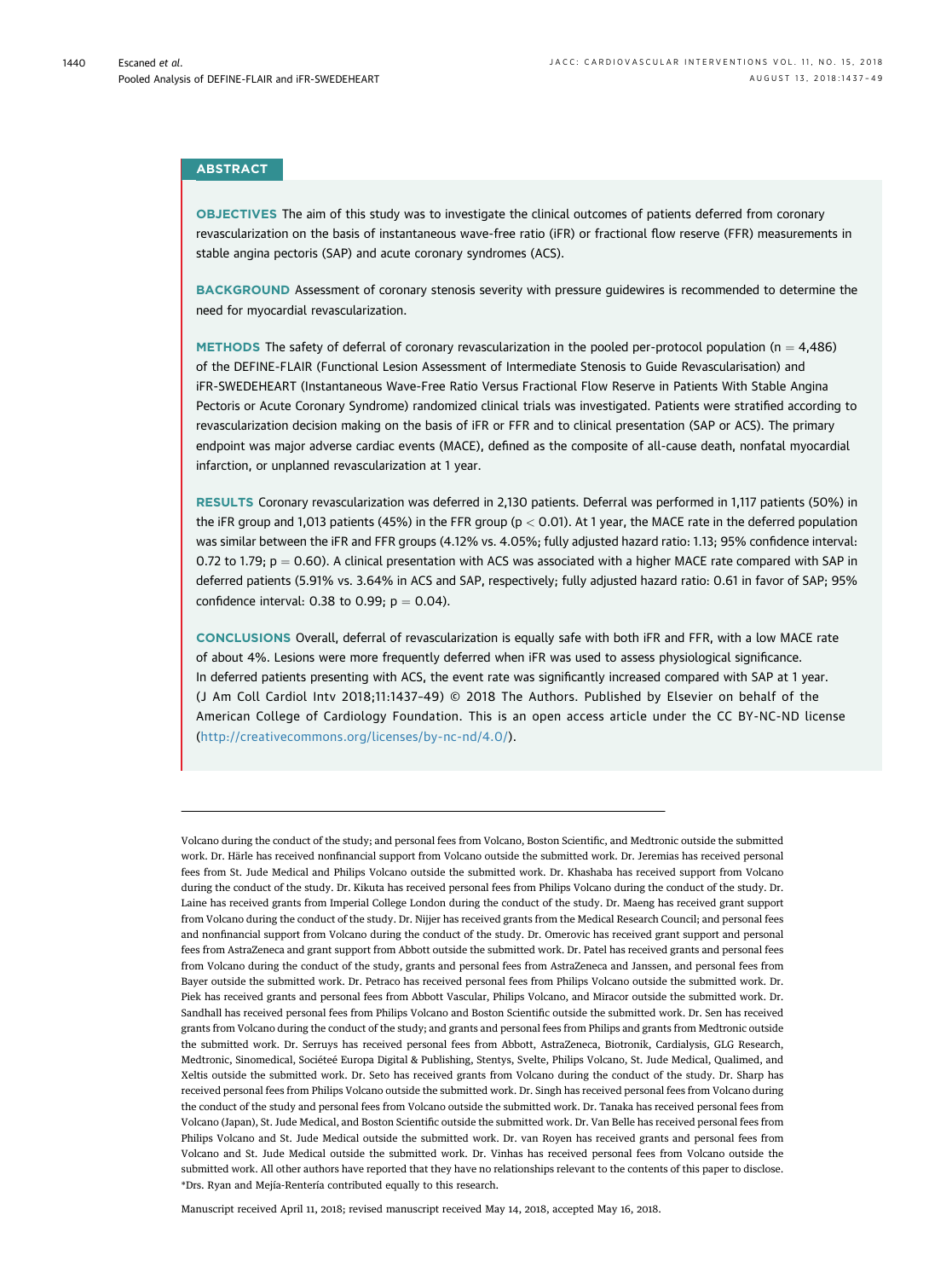## ABSTRACT

**OBJECTIVES** The aim of this study was to investigate the clinical outcomes of patients deferred from coronary revascularization on the basis of instantaneous wave-free ratio (iFR) or fractional flow reserve (FFR) measurements in stable angina pectoris (SAP) and acute coronary syndromes (ACS).

**BACKGROUND** Assessment of coronary stenosis severity with pressure guidewires is recommended to determine the need for myocardial revascularization.

**METHODS** The safety of deferral of coronary revascularization in the pooled per-protocol population (n = 4,486) of the DEFINE-FLAIR (Functional Lesion Assessment of Intermediate Stenosis to Guide Revascularisation) and iFR-SWEDEHEART (Instantaneous Wave-Free Ratio Versus Fractional Flow Reserve in Patients With Stable Angina Pectoris or Acute Coronary Syndrome) randomized clinical trials was investigated. Patients were stratified according to revascularization decision making on the basis of iFR or FFR and to clinical presentation (SAP or ACS). The primary endpoint was major adverse cardiac events (MACE), defined as the composite of all-cause death, nonfatal myocardial infarction, or unplanned revascularization at 1 year.

**RESULTS** Coronary revascularization was deferred in 2,130 patients. Deferral was performed in 1,117 patients (50%) in the iFR group and 1,013 patients (45%) in the FFR group ($p < 0.01$). At 1 year, the MACE rate in the deferred population was similar between the iFR and FFR groups (4.12% vs. 4.05%; fully adjusted hazard ratio: 1.13; 95% confidence interval: 0.72 to 1.79; $p = 0.60$). A clinical presentation with ACS was associated with a higher MACE rate compared with SAP in deferred patients (5.91% vs. 3.64% in ACS and SAP, respectively; fully adjusted hazard ratio: 0.61 in favor of SAP; 95% confidence interval: 0.38 to 0.99; $p = 0.04$).

**CONCLUSIONS** Overall, deferral of revascularization is equally safe with both iFR and FFR, with a low MACE rate of about 4%. Lesions were more frequently deferred when iFR was used to assess physiological significance. In deferred patients presenting with ACS, the event rate was significantly increased compared with SAP at 1 year. (J Am Coll Cardiol Intv 2018;11:1437–49) © 2018 The Authors. Published by Elsevier on behalf of the American College of Cardiology Foundation. This is an open access article under the CC BY-NC-ND license (http://creativecommons.org/licenses/by-nc-nd/4.0/).

---

Volcano during the conduct of the study; and personal fees from Volcano, Boston Scientific, and Medtronic outside the submitted work. Dr. Härle has received nonfinancial support from Volcano outside the submitted work. Dr. Jeremias has received personal fees from St. Jude Medical and Philips Volcano outside the submitted work. Dr. Khashaba has received support from Volcano during the conduct of the study. Dr. Kikuta has received personal fees from Philips Volcano during the conduct of the study. Dr. Laine has received grants from Imperial College London during the conduct of the study. Dr. Maeng has received grant support from Volcano during the conduct of the study. Dr. Nijjer has received grants from the Medical Research Council; and personal fees and nonfinancial support from Volcano during the conduct of the study. Dr. Omerovic has received grant support and personal fees from AstraZeneca and grant support from Abbott outside the submitted work. Dr. Patel has received grants and personal fees from Volcano during the conduct of the study, grants and personal fees from AstraZeneca and Janssen, and personal fees from Bayer outside the submitted work. Dr. Petraco has received personal fees from Philips Volcano outside the submitted work. Dr. Piek has received grants and personal fees from Abbott Vascular, Philips Volcano, and Miracor outside the submitted work. Dr. Sandhall has received personal fees from Philips Volcano and Boston Scientific outside the submitted work. Dr. Sen has received grants from Volcano during the conduct of the study; and grants and personal fees from Philips and grants from Medtronic outside the submitted work. Dr. Serruys has received personal fees from Abbott, AstraZeneca, Biotronik, Cardialysis, GLG Research, Medtronic, Sinomedical, Sociéteé Europa Digital & Publishing, Stentys, Svelte, Philips Volcano, St. Jude Medical, Qualimed, and Xeltis outside the submitted work. Dr. Seto has received grants from Volcano during the conduct of the study. Dr. Sharp has received personal fees from Philips Volcano outside the submitted work. Dr. Singh has received personal fees from Volcano during the conduct of the study and personal fees from Volcano outside the submitted work. Dr. Tanaka has received personal fees from Volcano (Japan), St. Jude Medical, and Boston Scientific outside the submitted work. Dr. Van Belle has received personal fees from Philips Volcano and St. Jude Medical outside the submitted work. Dr. van Royen has received grants and personal fees from Volcano and St. Jude Medical outside the submitted work. Dr. Vinhas has received personal fees from Volcano outside the submitted work. All other authors have reported that they have no relationships relevant to the contents of this paper to disclose. *Drs. Ryan and Mejía-Rentería contributed equally to this research.

Manuscript received April 11, 2018; revised manuscript received May 14, 2018, accepted May 16, 2018.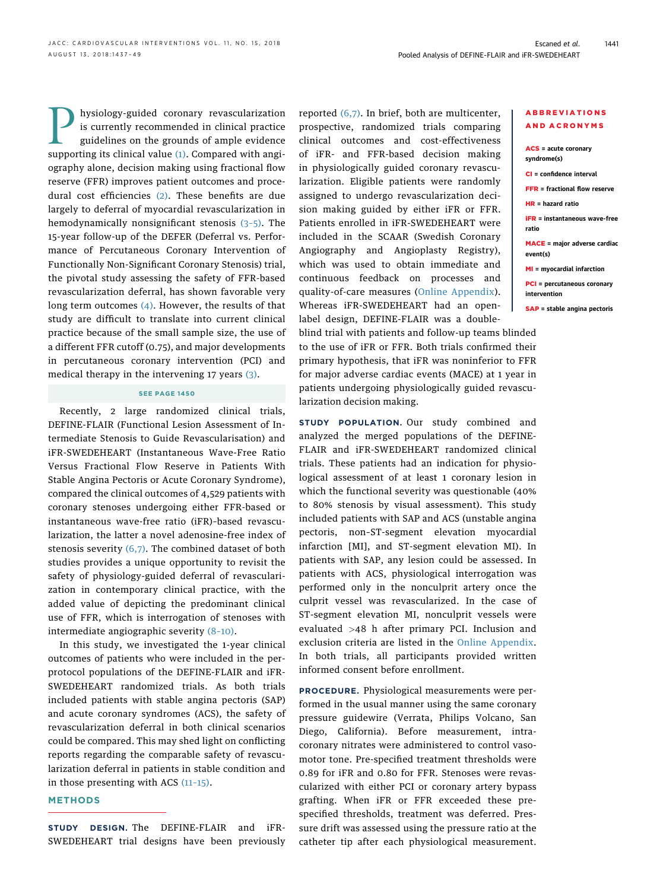Physiology-guided coronary revascularization is currently recommended in clinical practice guidelines on the grounds of ample evidence supporting its clinical value (1). Compared with angiography alone, decision making using fractional flow reserve (FFR) improves patient outcomes and procedural cost efficiencies (2). These benefits are due largely to deferral of myocardial revascularization in hemodynamically nonsignificant stenosis (3-5). The 15-year follow-up of the DEFER (Deferral vs. Performance of Percutaneous Coronary Intervention of Functionally Non-Significant Coronary Stenosis) trial, the pivotal study assessing the safety of FFR-based revascularization deferral, has shown favorable very long term outcomes (4). However, the results of that study are difficult to translate into current clinical practice because of the small sample size, the use of a different FFR cutoff (0.75), and major developments in percutaneous coronary intervention (PCI) and medical therapy in the intervening 17 years (3).

SEE PAGE 1450

Recently, 2 large randomized clinical trials, DEFINE-FLAIR (Functional Lesion Assessment of Intermediate Stenosis to Guide Revascularisation) and iFR-SWEDEHEART (Instantaneous Wave-Free Ratio Versus Fractional Flow Reserve in Patients With Stable Angina Pectoris or Acute Coronary Syndrome), compared the clinical outcomes of 4,529 patients with coronary stenoses undergoing either FFR-based or instantaneous wave-free ratio (iFR)-based revascularization, the latter a novel adenosine-free index of stenosis severity (6,7). The combined dataset of both studies provides a unique opportunity to revisit the safety of physiology-guided deferral of revascularization in contemporary clinical practice, with the added value of depicting the predominant clinical use of FFR, which is interrogation of stenoses with intermediate angiographic severity (8-10).

In this study, we investigated the 1-year clinical outcomes of patients who were included in the per-protocol populations of the DEFINE-FLAIR and iFR-SWEDEHEART randomized trials. As both trials included patients with stable angina pectoris (SAP) and acute coronary syndromes (ACS), the safety of revascularization deferral in both clinical scenarios could be compared. This may shed light on conflicting reports regarding the comparable safety of revascularization deferral in patients in stable condition and in those presenting with ACS (11-15).

## METHODS

**STUDY DESIGN.** The DEFINE-FLAIR and iFR-SWEDEHEART trial designs have been previously reported (6,7). In brief, both are multicenter, prospective, randomized trials comparing clinical outcomes and cost-effectiveness of iFR- and FFR-based decision making in physiologically guided coronary revascularization. Eligible patients were randomly assigned to undergo revascularization decision making guided by either iFR or FFR. Patients enrolled in iFR-SWEDEHEART were included in the SCAAR (Swedish Coronary Angiography and Angioplasty Registry), which was used to obtain immediate and continuous feedback on processes and quality-of-care measures (Online Appendix). Whereas iFR-SWEDEHEART had an open-label design, DEFINE-FLAIR was a double-blind trial with patients and follow-up teams blinded to the use of iFR or FFR. Both trials confirmed their primary hypothesis, that iFR was noninferior to FFR for major adverse cardiac events (MACE) at 1 year in patients undergoing physiologically guided revascularization decision making.

**STUDY POPULATION.** Our study combined and analyzed the merged populations of the DEFINE-FLAIR and iFR-SWEDEHEART randomized clinical trials. These patients had an indication for physiological assessment of at least 1 coronary lesion in which the functional severity was questionable (40% to 80% stenosis by visual assessment). This study included patients with SAP and ACS (unstable angina pectoris, non-ST-segment elevation myocardial infarction [MI], and ST-segment elevation MI). In patients with SAP, any lesion could be assessed. In patients with ACS, physiological interrogation was performed only in the nonculprit artery once the culprit vessel was revascularized. In the case of ST-segment elevation MI, nonculprit vessels were evaluated >48 h after primary PCI. Inclusion and exclusion criteria are listed in the Online Appendix. In both trials, all participants provided written informed consent before enrollment.

**PROCEDURE.** Physiological measurements were performed in the usual manner using the same coronary pressure guidewire (Verrata, Philips Volcano, San Diego, California). Before measurement, intracoronary nitrates were administered to control vasomotor tone. Pre-specified treatment thresholds were 0.89 for iFR and 0.80 for FFR. Stenoses were revascularized with either PCI or coronary artery bypass grafting. When iFR or FFR exceeded these pre-specified thresholds, treatment was deferred. Pressure drift was assessed using the pressure ratio at the catheter tip after each physiological measurement.

**ABBREVIATIONS AND ACRONYMS**

**ACS** = acute coronary syndrome(s)

**CI** = confidence interval

**FFR** = fractional flow reserve

**HR** = hazard ratio

**iFR** = instantaneous wave-free ratio

**MACE** = major adverse cardiac event(s)

**MI** = myocardial infarction

**PCI** = percutaneous coronary intervention

**SAP** = stable angina pectoris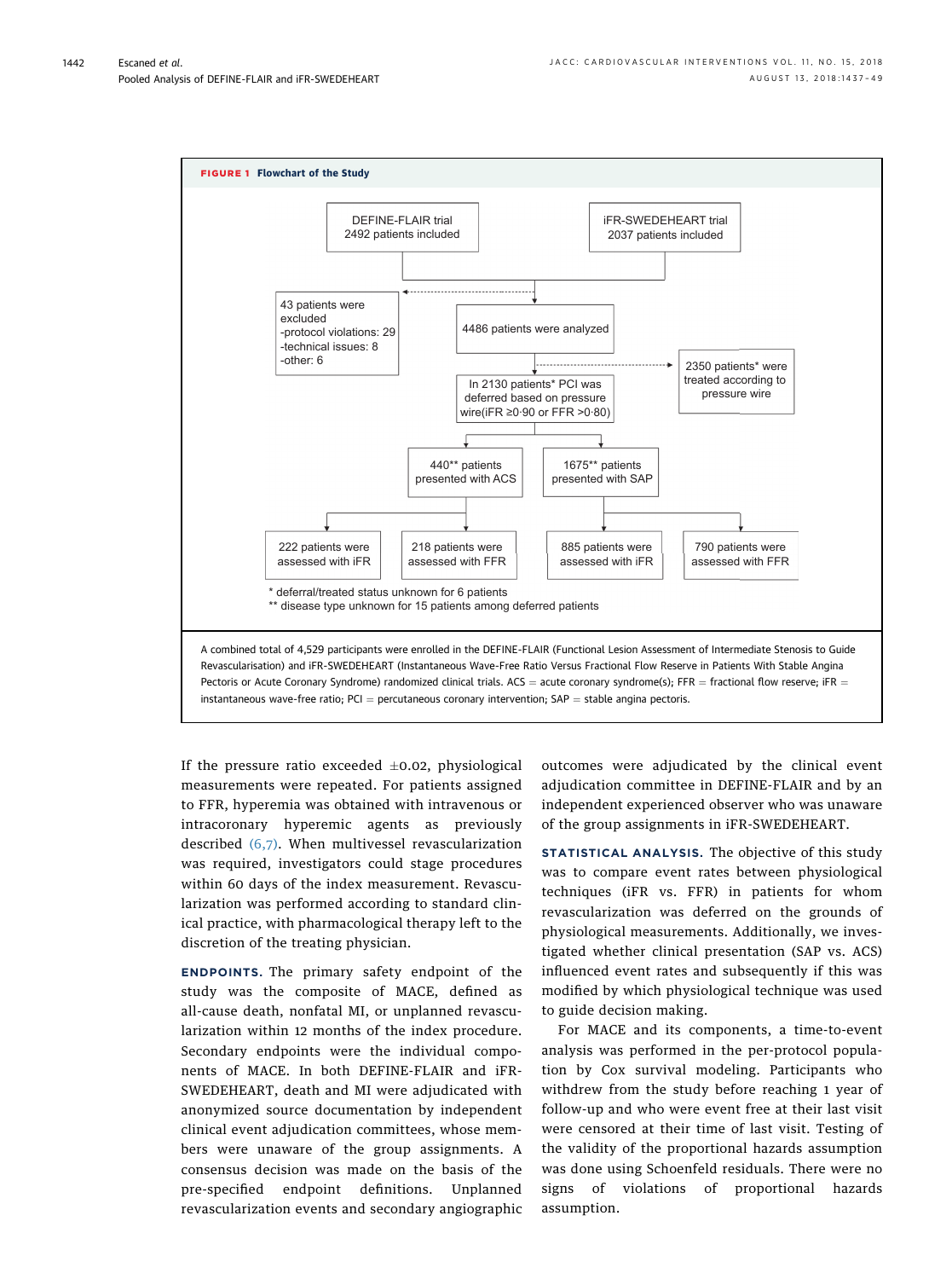**FIGURE 1 Flowchart of the Study**

DEFINE-FLAIR trial
2492 patients included

iFR-SWEDEHEART trial
2037 patients included

43 patients were excluded
-protocol violations: 29
-technical issues: 8
-other: 6

4486 patients were analyzed

2350 patients* were treated according to pressure wire

In 2130 patients* PCI was deferred based on pressure wire(iFR ≥0·90 or FFR >0·80)

440** patients presented with ACS

1675** patients presented with SAP

222 patients were assessed with iFR

218 patients were assessed with FFR

885 patients were assessed with iFR

790 patients were assessed with FFR

* deferral/treated status unknown for 6 patients
** disease type unknown for 15 patients among deferred patients

A combined total of 4,529 participants were enrolled in the DEFINE-FLAIR (Functional Lesion Assessment of Intermediate Stenosis to Guide Revascularisation) and iFR-SWEDEHEART (Instantaneous Wave-Free Ratio Versus Fractional Flow Reserve in Patients With Stable Angina Pectoris or Acute Coronary Syndrome) randomized clinical trials. ACS = acute coronary syndrome(s); FFR = fractional flow reserve; iFR = instantaneous wave-free ratio; PCI = percutaneous coronary intervention; SAP = stable angina pectoris.

If the pressure ratio exceeded ±0.02, physiological measurements were repeated. For patients assigned to FFR, hyperemia was obtained with intravenous or intracoronary hyperemic agents as previously described (6,7). When multivessel revascularization was required, investigators could stage procedures within 60 days of the index measurement. Revascularization was performed according to standard clinical practice, with pharmacological therapy left to the discretion of the treating physician.

**ENDPOINTS.** The primary safety endpoint of the study was the composite of MACE, defined as all-cause death, nonfatal MI, or unplanned revascularization within 12 months of the index procedure. Secondary endpoints were the individual components of MACE. In both DEFINE-FLAIR and iFR-SWEDEHEART, death and MI were adjudicated with anonymized source documentation by independent clinical event adjudication committees, whose members were unaware of the group assignments. A consensus decision was made on the basis of the pre-specified endpoint definitions. Unplanned revascularization events and secondary angiographic outcomes were adjudicated by the clinical event adjudication committee in DEFINE-FLAIR and by an independent experienced observer who was unaware of the group assignments in iFR-SWEDEHEART.

**STATISTICAL ANALYSIS.** The objective of this study was to compare event rates between physiological techniques (iFR vs. FFR) in patients for whom revascularization was deferred on the grounds of physiological measurements. Additionally, we investigated whether clinical presentation (SAP vs. ACS) influenced event rates and subsequently if this was modified by which physiological technique was used to guide decision making.

For MACE and its components, a time-to-event analysis was performed in the per-protocol population by Cox survival modeling. Participants who withdrew from the study before reaching 1 year of follow-up and who were event free at their last visit were censored at their time of last visit. Testing of the validity of the proportional hazards assumption was done using Schoenfeld residuals. There were no signs of violations of proportional hazards assumption.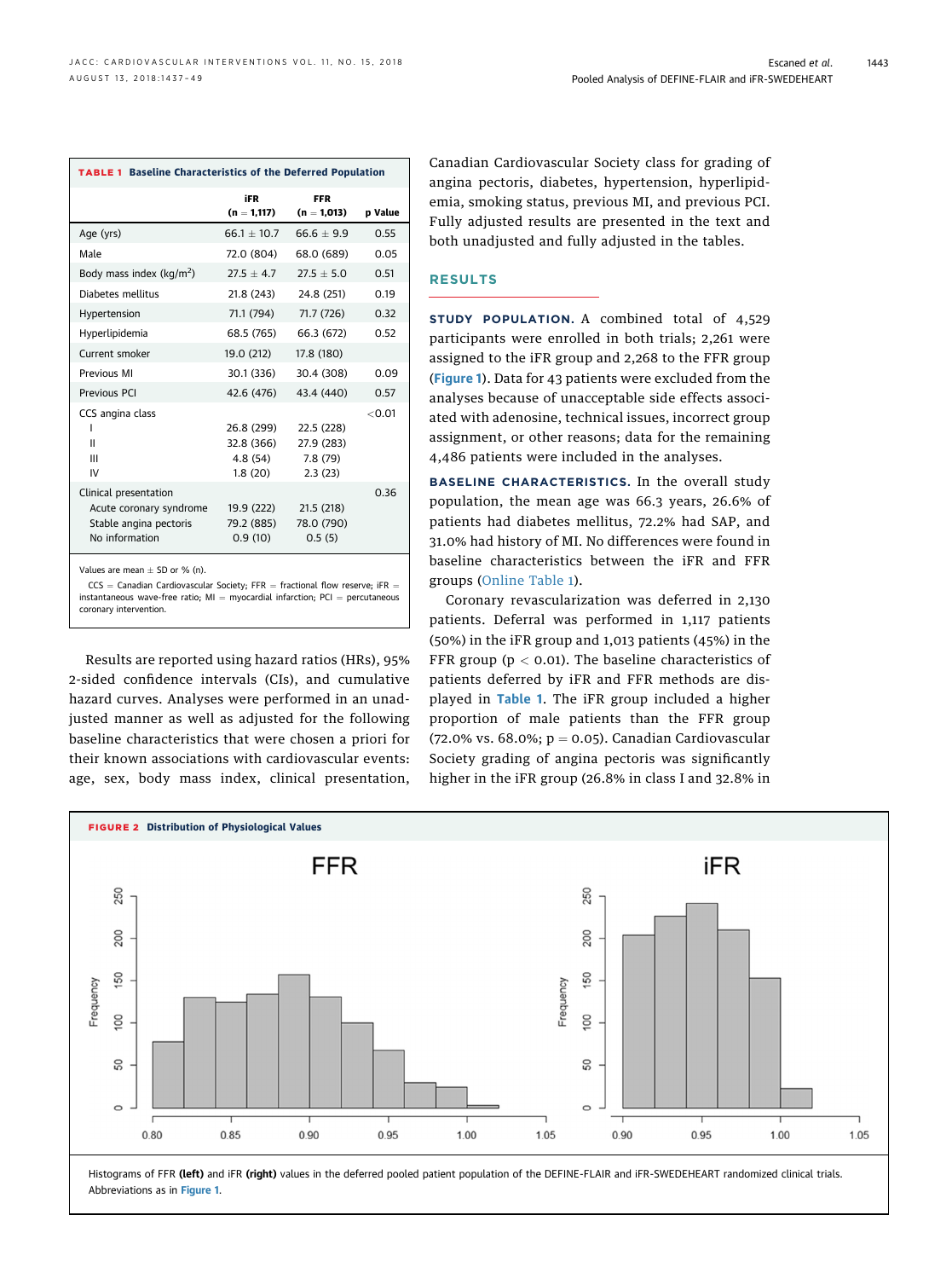**TABLE 1 Baseline Characteristics of the Deferred Population**

| | iFR (n = 1,117) | FFR (n = 1,013) | p Value |
|---|---|---|---|
| Age (yrs) | 66.1 ± 10.7 | 66.6 ± 9.9 | 0.55 |
| Male | 72.0 (804) | 68.0 (689) | 0.05 |
| Body mass index (kg/m$^2$) | 27.5 ± 4.7 | 27.5 ± 5.0 | 0.51 |
| Diabetes mellitus | 21.8 (243) | 24.8 (251) | 0.19 |
| Hypertension | 71.1 (794) | 71.7 (726) | 0.32 |
| Hyperlipidemia | 68.5 (765) | 66.3 (672) | 0.52 |
| Current smoker | 19.0 (212) | 17.8 (180) | |
| Previous MI | 30.1 (336) | 30.4 (308) | 0.09 |
| Previous PCI | 42.6 (476) | 43.4 (440) | 0.57 |
| CCS angina class | | | <0.01 |
| I | 26.8 (299) | 22.5 (228) | |
| II | 32.8 (366) | 27.9 (283) | |
| III | 4.8 (54) | 7.8 (79) | |
| IV | 1.8 (20) | 2.3 (23) | |
| Clinical presentation | | | 0.36 |
| Acute coronary syndrome | 19.9 (222) | 21.5 (218) | |
| Stable angina pectoris | 79.2 (885) | 78.0 (790) | |
| No information | 0.9 (10) | 0.5 (5) | |

Values are mean ± SD or % (n).

CCS = Canadian Cardiovascular Society; FFR = fractional flow reserve; iFR = instantaneous wave-free ratio; MI = myocardial infarction; PCI = percutaneous coronary intervention.

Results are reported using hazard ratios (HRs), 95% 2-sided confidence intervals (CIs), and cumulative hazard curves. Analyses were performed in an unadjusted manner as well as adjusted for the following baseline characteristics that were chosen a priori for their known associations with cardiovascular events: age, sex, body mass index, clinical presentation, Canadian Cardiovascular Society class for grading of angina pectoris, diabetes, hypertension, hyperlipidemia, smoking status, previous MI, and previous PCI. Fully adjusted results are presented in the text and both unadjusted and fully adjusted in the tables.

## RESULTS

**STUDY POPULATION.** A combined total of 4,529 participants were enrolled in both trials; 2,261 were assigned to the iFR group and 2,268 to the FFR group (Figure 1). Data for 43 patients were excluded from the analyses because of unacceptable side effects associated with adenosine, technical issues, incorrect group assignment, or other reasons; data for the remaining 4,486 patients were included in the analyses.

**BASELINE CHARACTERISTICS.** In the overall study population, the mean age was 66.3 years, 26.6% of patients had diabetes mellitus, 72.2% had SAP, and 31.0% had history of MI. No differences were found in baseline characteristics between the iFR and FFR groups (Online Table 1).

Coronary revascularization was deferred in 2,130 patients. Deferral was performed in 1,117 patients (50%) in the iFR group and 1,013 patients (45%) in the FFR group ($p < 0.01$). The baseline characteristics of patients deferred by iFR and FFR methods are displayed in Table 1. The iFR group included a higher proportion of male patients than the FFR group (72.0% vs. 68.0%; $p = 0.05$). Canadian Cardiovascular Society grading of angina pectoris was significantly higher in the iFR group (26.8% in class I and 32.8% in

**FIGURE 2 Distribution of Physiological Values**

Histograms of FFR **(left)** and iFR **(right)** values in the deferred pooled patient population of the DEFINE-FLAIR and iFR-SWEDEHEART randomized clinical trials. Abbreviations as in Figure 1.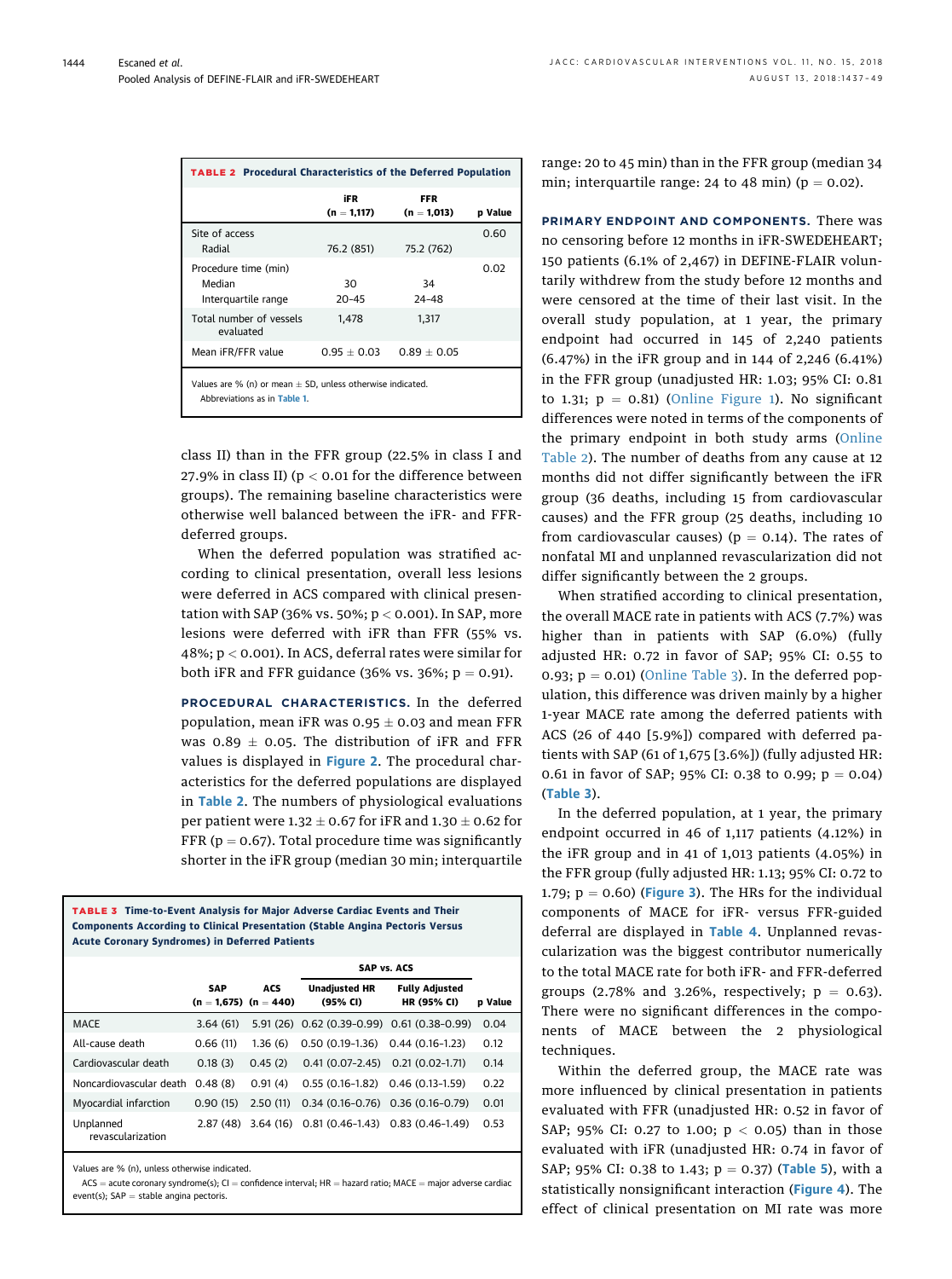**TABLE 2 Procedural Characteristics of the Deferred Population**

| | iFR (n = 1,117) | FFR (n = 1,013) | p Value |
|---|---|---|---|
| Site of access | | | 0.60 |
| Radial | 76.2 (851) | 75.2 (762) | |
| Procedure time (min) | | | 0.02 |
| Median | 30 | 34 | |
| Interquartile range | 20–45 | 24–48 | |
| Total number of vessels evaluated | 1,478 | 1,317 | |
| Mean iFR/FFR value | 0.95 ± 0.03 | 0.89 ± 0.05 | |

Values are % (n) or mean ± SD, unless otherwise indicated.
Abbreviations as in Table 1.

class II) than in the FFR group (22.5% in class I and 27.9% in class II) ($p < 0.01$ for the difference between groups). The remaining baseline characteristics were otherwise well balanced between the iFR- and FFR-deferred groups.

When the deferred population was stratified according to clinical presentation, overall less lesions were deferred in ACS compared with clinical presentation with SAP (36% vs. 50%; $p < 0.001$). In SAP, more lesions were deferred with iFR than FFR (55% vs. 48%; $p < 0.001$). In ACS, deferral rates were similar for both iFR and FFR guidance (36% vs. 36%; $p = 0.91$).

**PROCEDURAL CHARACTERISTICS.** In the deferred population, mean iFR was 0.95 ± 0.03 and mean FFR was 0.89 ± 0.05. The distribution of iFR and FFR values is displayed in Figure 2. The procedural characteristics for the deferred populations are displayed in Table 2. The numbers of physiological evaluations per patient were 1.32 ± 0.67 for iFR and 1.30 ± 0.62 for FFR ($p = 0.67$). Total procedure time was significantly shorter in the iFR group (median 30 min; interquartile range: 20 to 45 min) than in the FFR group (median 34 min; interquartile range: 24 to 48 min) ($p = 0.02$).

**TABLE 3 Time-to-Event Analysis for Major Adverse Cardiac Events and Their Components According to Clinical Presentation (Stable Angina Pectoris Versus Acute Coronary Syndromes) in Deferred Patients**

| | SAP (n = 1,675) | ACS (n = 440) | SAP vs. ACS Unadjusted HR (95% CI) | SAP vs. ACS Fully Adjusted HR (95% CI) | p Value |
|---|---|---|---|---|---|
| MACE | 3.64 (61) | 5.91 (26) | 0.62 (0.39–0.99) | 0.61 (0.38–0.99) | 0.04 |
| All-cause death | 0.66 (11) | 1.36 (6) | 0.50 (0.19–1.36) | 0.44 (0.16–1.23) | 0.12 |
| Cardiovascular death | 0.18 (3) | 0.45 (2) | 0.41 (0.07–2.45) | 0.21 (0.02–1.71) | 0.14 |
| Noncardiovascular death | 0.48 (8) | 0.91 (4) | 0.55 (0.16–1.82) | 0.46 (0.13–1.59) | 0.22 |
| Myocardial infarction | 0.90 (15) | 2.50 (11) | 0.34 (0.16–0.76) | 0.36 (0.16–0.79) | 0.01 |
| Unplanned revascularization | 2.87 (48) | 3.64 (16) | 0.81 (0.46–1.43) | 0.83 (0.46–1.49) | 0.53 |

Values are % (n), unless otherwise indicated.
ACS = acute coronary syndrome(s); CI = confidence interval; HR = hazard ratio; MACE = major adverse cardiac event(s); SAP = stable angina pectoris.

**PRIMARY ENDPOINT AND COMPONENTS.** There was no censoring before 12 months in iFR-SWEDEHEART; 150 patients (6.1% of 2,467) in DEFINE-FLAIR voluntarily withdrew from the study before 12 months and were censored at the time of their last visit. In the overall study population, at 1 year, the primary endpoint had occurred in 145 of 2,240 patients (6.47%) in the iFR group and in 144 of 2,246 (6.41%) in the FFR group (unadjusted HR: 1.03; 95% CI: 0.81 to 1.31; $p = 0.81$) (Online Figure 1). No significant differences were noted in terms of the components of the primary endpoint in both study arms (Online Table 2). The number of deaths from any cause at 12 months did not differ significantly between the iFR group (36 deaths, including 15 from cardiovascular causes) and the FFR group (25 deaths, including 10 from cardiovascular causes) ($p = 0.14$). The rates of nonfatal MI and unplanned revascularization did not differ significantly between the 2 groups.

When stratified according to clinical presentation, the overall MACE rate in patients with ACS (7.7%) was higher than in patients with SAP (6.0%) (fully adjusted HR: 0.72 in favor of SAP; 95% CI: 0.55 to 0.93; $p = 0.01$) (Online Table 3). In the deferred population, this difference was driven mainly by a higher 1-year MACE rate among the deferred patients with ACS (26 of 440 [5.9%]) compared with deferred patients with SAP (61 of 1,675 [3.6%]) (fully adjusted HR: 0.61 in favor of SAP; 95% CI: 0.38 to 0.99; $p = 0.04$) (Table 3).

In the deferred population, at 1 year, the primary endpoint occurred in 46 of 1,117 patients (4.12%) in the iFR group and in 41 of 1,013 patients (4.05%) in the FFR group (fully adjusted HR: 1.13; 95% CI: 0.72 to 1.79; $p = 0.60$) (Figure 3). The HRs for the individual components of MACE for iFR- versus FFR-guided deferral are displayed in Table 4. Unplanned revascularization was the biggest contributor numerically to the total MACE rate for both iFR- and FFR-deferred groups (2.78% and 3.26%, respectively; $p = 0.63$). There were no significant differences in the components of MACE between the 2 physiological techniques.

Within the deferred group, the MACE rate was more influenced by clinical presentation in patients evaluated with FFR (unadjusted HR: 0.52 in favor of SAP; 95% CI: 0.27 to 1.00; $p < 0.05$) than in those evaluated with iFR (unadjusted HR: 0.74 in favor of SAP; 95% CI: 0.38 to 1.43; $p = 0.37$) (Table 5), with a statistically nonsignificant interaction (Figure 4). The effect of clinical presentation on MI rate was more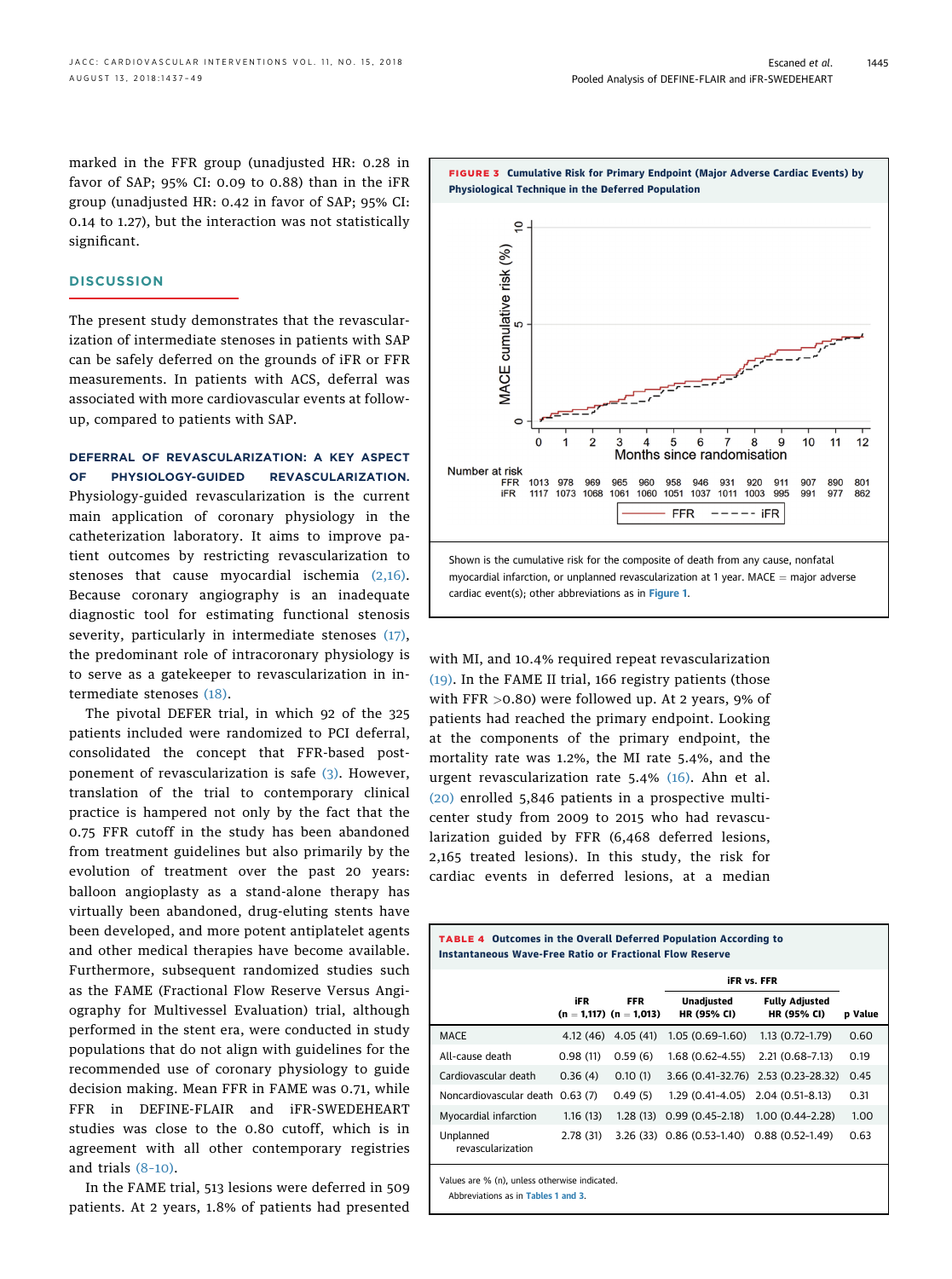marked in the FFR group (unadjusted HR: 0.28 in favor of SAP; 95% CI: 0.09 to 0.88) than in the iFR group (unadjusted HR: 0.42 in favor of SAP; 95% CI: 0.14 to 1.27), but the interaction was not statistically significant.

## DISCUSSION

The present study demonstrates that the revascularization of intermediate stenoses in patients with SAP can be safely deferred on the grounds of iFR or FFR measurements. In patients with ACS, deferral was associated with more cardiovascular events at follow-up, compared to patients with SAP.

**DEFERRAL OF REVASCULARIZATION: A KEY ASPECT OF PHYSIOLOGY-GUIDED REVASCULARIZATION.** Physiology-guided revascularization is the current main application of coronary physiology in the catheterization laboratory. It aims to improve patient outcomes by restricting revascularization to stenoses that cause myocardial ischemia (2,16). Because coronary angiography is an inadequate diagnostic tool for estimating functional stenosis severity, particularly in intermediate stenoses (17), the predominant role of intracoronary physiology is to serve as a gatekeeper to revascularization in intermediate stenoses (18).

The pivotal DEFER trial, in which 92 of the 325 patients included were randomized to PCI deferral, consolidated the concept that FFR-based postponement of revascularization is safe (3). However, translation of the trial to contemporary clinical practice is hampered not only by the fact that the 0.75 FFR cutoff in the study has been abandoned from treatment guidelines but also primarily by the evolution of treatment over the past 20 years: balloon angioplasty as a stand-alone therapy has virtually been abandoned, drug-eluting stents have been developed, and more potent antiplatelet agents and other medical therapies have become available. Furthermore, subsequent randomized studies such as the FAME (Fractional Flow Reserve Versus Angiography for Multivessel Evaluation) trial, although performed in the stent era, were conducted in study populations that do not align with guidelines for the recommended use of coronary physiology to guide decision making. Mean FFR in FAME was 0.71, while FFR in DEFINE-FLAIR and iFR-SWEDEHEART studies was close to the 0.80 cutoff, which is in agreement with all other contemporary registries and trials (8-10).

In the FAME trial, 513 lesions were deferred in 509 patients. At 2 years, 1.8% of patients had presented with MI, and 10.4% required repeat revascularization (19). In the FAME II trial, 166 registry patients (those with FFR >0.80) were followed up. At 2 years, 9% of patients had reached the primary endpoint. Looking at the components of the primary endpoint, the mortality rate was 1.2%, the MI rate 5.4%, and the urgent revascularization rate 5.4% (16). Ahn et al. (20) enrolled 5,846 patients in a prospective multicenter study from 2009 to 2015 who had revascularization guided by FFR (6,468 deferred lesions, 2,165 treated lesions). In this study, the risk for cardiac events in deferred lesions, at a median

**FIGURE 3 Cumulative Risk for Primary Endpoint (Major Adverse Cardiac Events) by Physiological Technique in the Deferred Population**

Number at risk

| Months since randomisation | 0 | 1 | 2 | 3 | 4 | 5 | 6 | 7 | 8 | 9 | 10 | 11 | 12 |
|---|---|---|---|---|---|---|---|---|---|---|---|---|---|
| FFR | 1013 | 978 | 969 | 965 | 960 | 958 | 946 | 931 | 920 | 911 | 907 | 890 | 801 |
| iFR | 1117 | 1073 | 1068 | 1061 | 1060 | 1051 | 1037 | 1011 | 1003 | 995 | 991 | 977 | 862 |

Shown is the cumulative risk for the composite of death from any cause, nonfatal myocardial infarction, or unplanned revascularization at 1 year. MACE = major adverse cardiac event(s); other abbreviations as in Figure 1.

**TABLE 4 Outcomes in the Overall Deferred Population According to Instantaneous Wave-Free Ratio or Fractional Flow Reserve**

| | iFR (n = 1,117) | FFR (n = 1,013) | iFR vs. FFR Unadjusted HR (95% CI) | iFR vs. FFR Fully Adjusted HR (95% CI) | p Value |
|---|---|---|---|---|---|
| MACE | 4.12 (46) | 4.05 (41) | 1.05 (0.69–1.60) | 1.13 (0.72–1.79) | 0.60 |
| All-cause death | 0.98 (11) | 0.59 (6) | 1.68 (0.62–4.55) | 2.21 (0.68–7.13) | 0.19 |
| Cardiovascular death | 0.36 (4) | 0.10 (1) | 3.66 (0.41–32.76) | 2.53 (0.23–28.32) | 0.45 |
| Noncardiovascular death | 0.63 (7) | 0.49 (5) | 1.29 (0.41–4.05) | 2.04 (0.51–8.13) | 0.31 |
| Myocardial infarction | 1.16 (13) | 1.28 (13) | 0.99 (0.45–2.18) | 1.00 (0.44–2.28) | 1.00 |
| Unplanned revascularization | 2.78 (31) | 3.26 (33) | 0.86 (0.53–1.40) | 0.88 (0.52–1.49) | 0.63 |

Values are % (n), unless otherwise indicated.
Abbreviations as in Tables 1 and 3.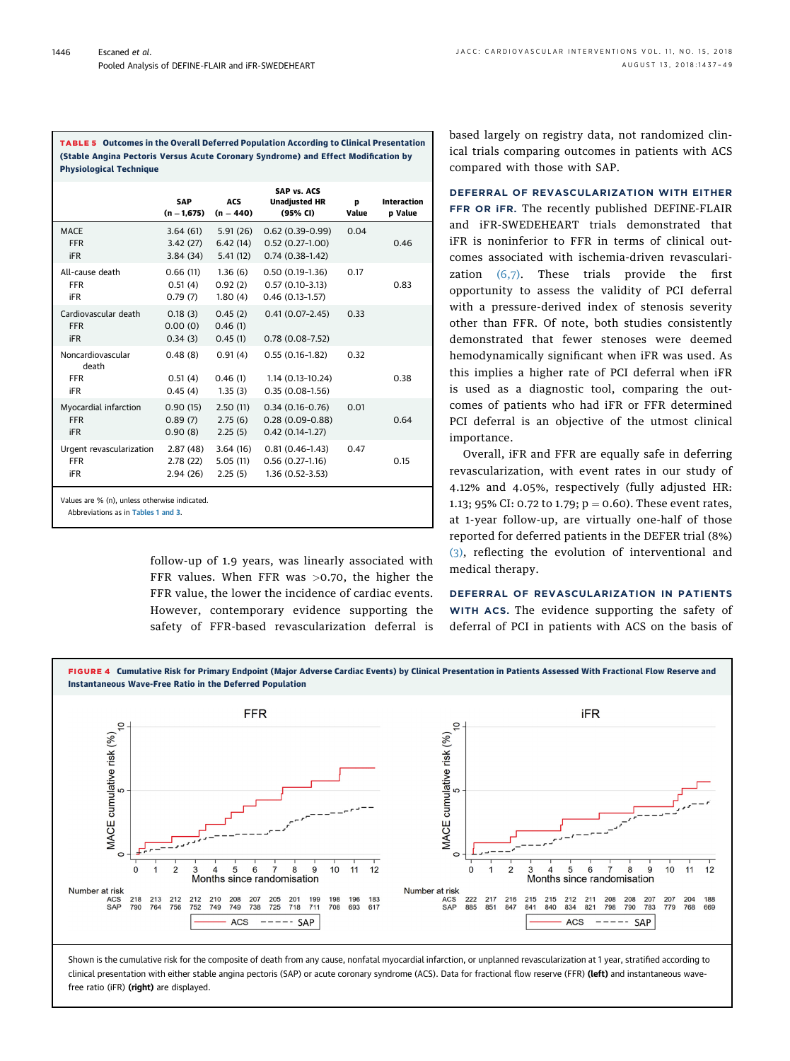**TABLE 5 Outcomes in the Overall Deferred Population According to Clinical Presentation (Stable Angina Pectoris Versus Acute Coronary Syndrome) and Effect Modification by Physiological Technique**

| | SAP (n = 1,675) | ACS (n = 440) | SAP vs. ACS Unadjusted HR (95% CI) | p Value | Interaction p Value |
|---|---|---|---|---|---|
| MACE | 3.64 (61) | 5.91 (26) | 0.62 (0.39–0.99) | 0.04 | |
| FFR | 3.42 (27) | 6.42 (14) | 0.52 (0.27–1.00) | | 0.46 |
| iFR | 3.84 (34) | 5.41 (12) | 0.74 (0.38–1.42) | | |
| All-cause death | 0.66 (11) | 1.36 (6) | 0.50 (0.19–1.36) | 0.17 | |
| FFR | 0.51 (4) | 0.92 (2) | 0.57 (0.10–3.13) | | 0.83 |
| iFR | 0.79 (7) | 1.80 (4) | 0.46 (0.13–1.57) | | |
| Cardiovascular death | 0.18 (3) | 0.45 (2) | 0.41 (0.07–2.45) | 0.33 | |
| FFR | 0.00 (0) | 0.46 (1) | | | |
| iFR | 0.34 (3) | 0.45 (1) | 0.78 (0.08–7.52) | | |
| Noncardiovascular death | 0.48 (8) | 0.91 (4) | 0.55 (0.16–1.82) | 0.32 | |
| FFR | 0.51 (4) | 0.46 (1) | 1.14 (0.13–10.24) | | 0.38 |
| iFR | 0.45 (4) | 1.35 (3) | 0.35 (0.08–1.56) | | |
| Myocardial infarction | 0.90 (15) | 2.50 (11) | 0.34 (0.16–0.76) | 0.01 | |
| FFR | 0.89 (7) | 2.75 (6) | 0.28 (0.09–0.88) | | 0.64 |
| iFR | 0.90 (8) | 2.25 (5) | 0.42 (0.14–1.27) | | |
| Urgent revascularization | 2.87 (48) | 3.64 (16) | 0.81 (0.46–1.43) | 0.47 | |
| FFR | 2.78 (22) | 5.05 (11) | 0.56 (0.27–1.16) | | 0.15 |
| iFR | 2.94 (26) | 2.25 (5) | 1.36 (0.52–3.53) | | |

Values are % (n), unless otherwise indicated.
Abbreviations as in Tables 1 and 3.

follow-up of 1.9 years, was linearly associated with FFR values. When FFR was >0.70, the higher the FFR value, the lower the incidence of cardiac events. However, contemporary evidence supporting the safety of FFR-based revascularization deferral is based largely on registry data, not randomized clinical trials comparing outcomes in patients with ACS compared with those with SAP.

**DEFERRAL OF REVASCULARIZATION WITH EITHER FFR OR iFR.** The recently published DEFINE-FLAIR and iFR-SWEDEHEART trials demonstrated that iFR is noninferior to FFR in terms of clinical outcomes associated with ischemia-driven revascularization (6,7). These trials provide the first opportunity to assess the validity of PCI deferral with a pressure-derived index of stenosis severity other than FFR. Of note, both studies consistently demonstrated that fewer stenoses were deemed hemodynamically significant when iFR was used. As this implies a higher rate of PCI deferral when iFR is used as a diagnostic tool, comparing the outcomes of patients who had iFR or FFR determined PCI deferral is an objective of the utmost clinical importance.

Overall, iFR and FFR are equally safe in deferring revascularization, with event rates in our study of 4.12% and 4.05%, respectively (fully adjusted HR: 1.13; 95% CI: 0.72 to 1.79; p = 0.60). These event rates, at 1-year follow-up, are virtually one-half of those reported for deferred patients in the DEFER trial (8%) (3), reflecting the evolution of interventional and medical therapy.

**DEFERRAL OF REVASCULARIZATION IN PATIENTS WITH ACS.** The evidence supporting the safety of deferral of PCI in patients with ACS on the basis of

**FIGURE 4 Cumulative Risk for Primary Endpoint (Major Adverse Cardiac Events) by Clinical Presentation in Patients Assessed With Fractional Flow Reserve and Instantaneous Wave-Free Ratio in the Deferred Population**

Shown is the cumulative risk for the composite of death from any cause, nonfatal myocardial infarction, or unplanned revascularization at 1 year, stratified according to clinical presentation with either stable angina pectoris (SAP) or acute coronary syndrome (ACS). Data for fractional flow reserve (FFR) **(left)** and instantaneous wave-free ratio (iFR) **(right)** are displayed.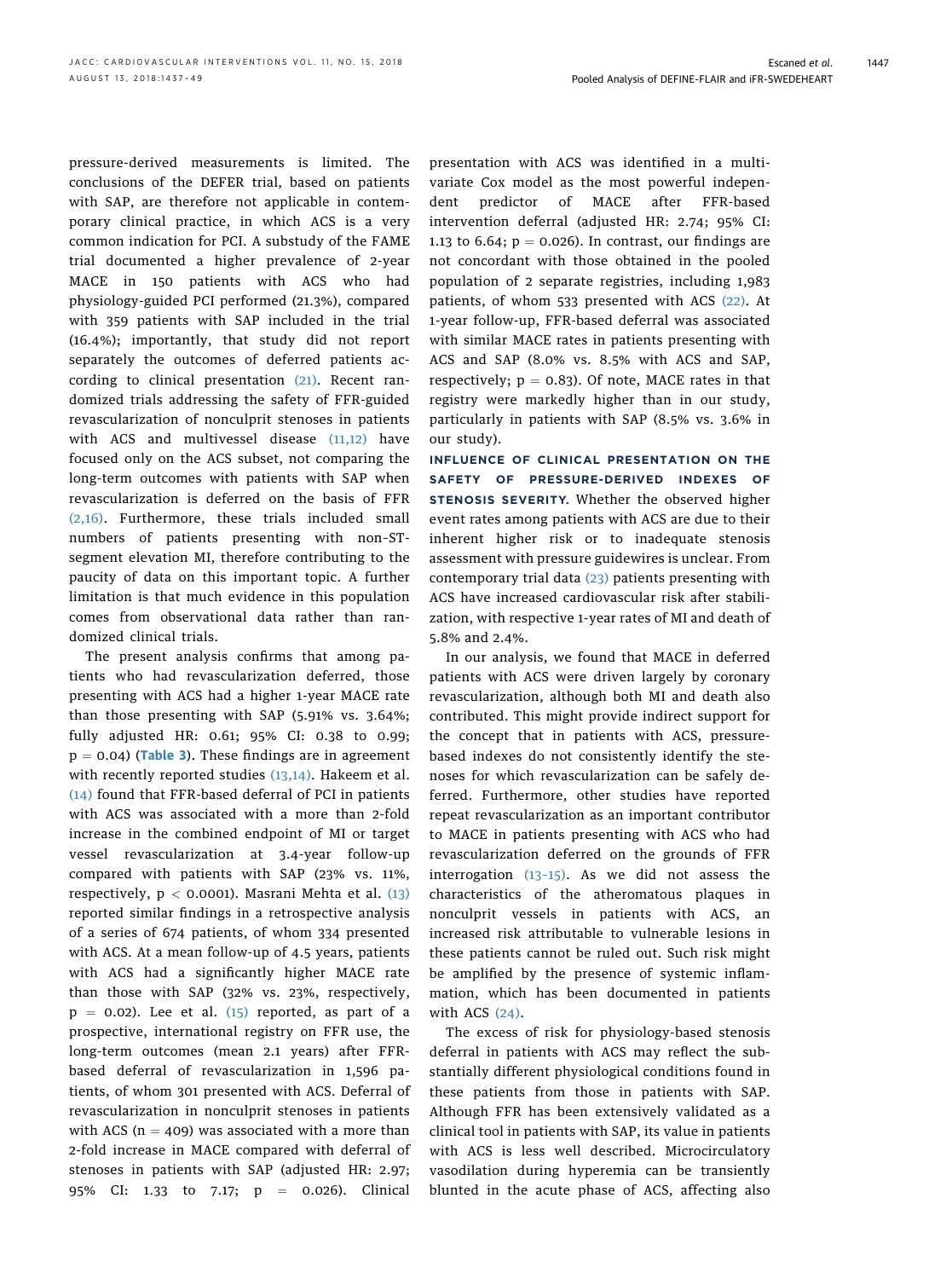pressure-derived measurements is limited. The conclusions of the DEFER trial, based on patients with SAP, are therefore not applicable in contemporary clinical practice, in which ACS is a very common indication for PCI. A substudy of the FAME trial documented a higher prevalence of 2-year MACE in 150 patients with ACS who had physiology-guided PCI performed (21.3%), compared with 359 patients with SAP included in the trial (16.4%); importantly, that study did not report separately the outcomes of deferred patients according to clinical presentation (21). Recent randomized trials addressing the safety of FFR-guided revascularization of nonculprit stenoses in patients with ACS and multivessel disease (11,12) have focused only on the ACS subset, not comparing the long-term outcomes with patients with SAP when revascularization is deferred on the basis of FFR (2,16). Furthermore, these trials included small numbers of patients presenting with non-ST-segment elevation MI, therefore contributing to the paucity of data on this important topic. A further limitation is that much evidence in this population comes from observational data rather than randomized clinical trials.

The present analysis confirms that among patients who had revascularization deferred, those presenting with ACS had a higher 1-year MACE rate than those presenting with SAP (5.91% vs. 3.64%; fully adjusted HR: 0.61; 95% CI: 0.38 to 0.99; $p = 0.04$) (**Table 3**). These findings are in agreement with recently reported studies (13,14). Hakeem et al. (14) found that FFR-based deferral of PCI in patients with ACS was associated with a more than 2-fold increase in the combined endpoint of MI or target vessel revascularization at 3.4-year follow-up compared with patients with SAP (23% vs. 11%, respectively, $p < 0.0001$). Masrani Mehta et al. (13) reported similar findings in a retrospective analysis of a series of 674 patients, of whom 334 presented with ACS. At a mean follow-up of 4.5 years, patients with ACS had a significantly higher MACE rate than those with SAP (32% vs. 23%, respectively, $p = 0.02$). Lee et al. (15) reported, as part of a prospective, international registry on FFR use, the long-term outcomes (mean 2.1 years) after FFR-based deferral of revascularization in 1,596 patients, of whom 301 presented with ACS. Deferral of revascularization in nonculprit stenoses in patients with ACS ($n = 409$) was associated with a more than 2-fold increase in MACE compared with deferral of stenoses in patients with SAP (adjusted HR: 2.97; 95% CI: 1.33 to 7.17; $p = 0.026$). Clinical presentation with ACS was identified in a multivariate Cox model as the most powerful independent predictor of MACE after FFR-based intervention deferral (adjusted HR: 2.74; 95% CI: 1.13 to 6.64; $p = 0.026$). In contrast, our findings are not concordant with those obtained in the pooled population of 2 separate registries, including 1,983 patients, of whom 533 presented with ACS (22). At 1-year follow-up, FFR-based deferral was associated with similar MACE rates in patients presenting with ACS and SAP (8.0% vs. 8.5% with ACS and SAP, respectively; $p = 0.83$). Of note, MACE rates in that registry were markedly higher than in our study, particularly in patients with SAP (8.5% vs. 3.6% in our study).

**INFLUENCE OF CLINICAL PRESENTATION ON THE SAFETY OF PRESSURE-DERIVED INDEXES OF STENOSIS SEVERITY.** Whether the observed higher event rates among patients with ACS are due to their inherent higher risk or to inadequate stenosis assessment with pressure guidewires is unclear. From contemporary trial data (23) patients presenting with ACS have increased cardiovascular risk after stabilization, with respective 1-year rates of MI and death of 5.8% and 2.4%.

In our analysis, we found that MACE in deferred patients with ACS were driven largely by coronary revascularization, although both MI and death also contributed. This might provide indirect support for the concept that in patients with ACS, pressure-based indexes do not consistently identify the stenoses for which revascularization can be safely deferred. Furthermore, other studies have reported repeat revascularization as an important contributor to MACE in patients presenting with ACS who had revascularization deferred on the grounds of FFR interrogation (13–15). As we did not assess the characteristics of the atheromatous plaques in nonculprit vessels in patients with ACS, an increased risk attributable to vulnerable lesions in these patients cannot be ruled out. Such risk might be amplified by the presence of systemic inflammation, which has been documented in patients with ACS (24).

The excess of risk for physiology-based stenosis deferral in patients with ACS may reflect the substantially different physiological conditions found in these patients from those in patients with SAP. Although FFR has been extensively validated as a clinical tool in patients with SAP, its value in patients with ACS is less well described. Microcirculatory vasodilation during hyperemia can be transiently blunted in the acute phase of ACS, affecting also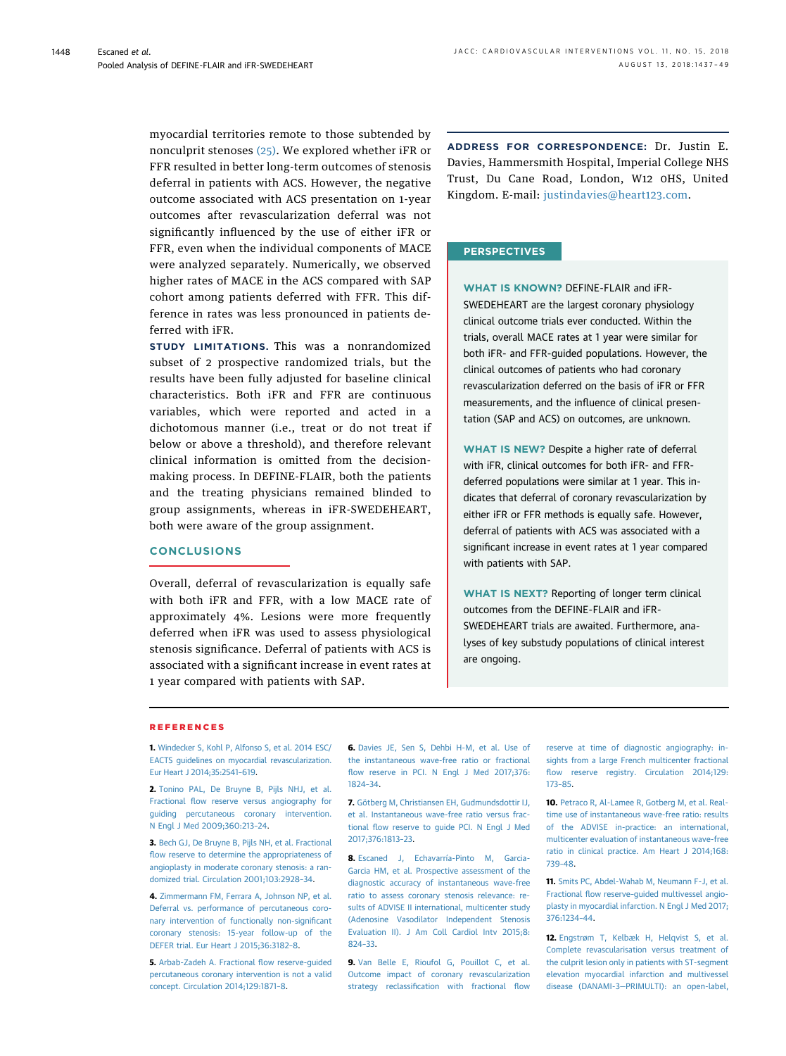myocardial territories remote to those subtended by nonculprit stenoses (25). We explored whether iFR or FFR resulted in better long-term outcomes of stenosis deferral in patients with ACS. However, the negative outcome associated with ACS presentation on 1-year outcomes after revascularization deferral was not significantly influenced by the use of either iFR or FFR, even when the individual components of MACE were analyzed separately. Numerically, we observed higher rates of MACE in the ACS compared with SAP cohort among patients deferred with FFR. This difference in rates was less pronounced in patients deferred with iFR.

**STUDY LIMITATIONS.** This was a nonrandomized subset of 2 prospective randomized trials, but the results have been fully adjusted for baseline clinical characteristics. Both iFR and FFR are continuous variables, which were reported and acted in a dichotomous manner (i.e., treat or do not treat if below or above a threshold), and therefore relevant clinical information is omitted from the decision-making process. In DEFINE-FLAIR, both the patients and the treating physicians remained blinded to group assignments, whereas in iFR-SWEDEHEART, both were aware of the group assignment.

## CONCLUSIONS

Overall, deferral of revascularization is equally safe with both iFR and FFR, with a low MACE rate of approximately 4%. Lesions were more frequently deferred when iFR was used to assess physiological stenosis significance. Deferral of patients with ACS is associated with a significant increase in event rates at 1 year compared with patients with SAP.

**ADDRESS FOR CORRESPONDENCE:** Dr. Justin E. Davies, Hammersmith Hospital, Imperial College NHS Trust, Du Cane Road, London, W12 0HS, United Kingdom. E-mail: justindavies@heart123.com.

## PERSPECTIVES

**WHAT IS KNOWN?** DEFINE-FLAIR and iFR-SWEDEHEART are the largest coronary physiology clinical outcome trials ever conducted. Within the trials, overall MACE rates at 1 year were similar for both iFR- and FFR-guided populations. However, the clinical outcomes of patients who had coronary revascularization deferred on the basis of iFR or FFR measurements, and the influence of clinical presentation (SAP and ACS) on outcomes, are unknown.

**WHAT IS NEW?** Despite a higher rate of deferral with iFR, clinical outcomes for both iFR- and FFR-deferred populations were similar at 1 year. This indicates that deferral of coronary revascularization by either iFR or FFR methods is equally safe. However, deferral of patients with ACS was associated with a significant increase in event rates at 1 year compared with patients with SAP.

**WHAT IS NEXT?** Reporting of longer term clinical outcomes from the DEFINE-FLAIR and iFR-SWEDEHEART trials are awaited. Furthermore, analyses of key substudy populations of clinical interest are ongoing.

## REFERENCES

**1.** Windecker S, Kohl P, Alfonso S, et al. 2014 ESC/EACTS guidelines on myocardial revascularization. Eur Heart J 2014;35:2541–619.

**2.** Tonino PAL, De Bruyne B, Pijls NHJ, et al. Fractional flow reserve versus angiography for guiding percutaneous coronary intervention. N Engl J Med 2009;360:213–24.

**3.** Bech GJ, De Bruyne B, Pijls NH, et al. Fractional flow reserve to determine the appropriateness of angioplasty in moderate coronary stenosis: a randomized trial. Circulation 2001;103:2928–34.

**4.** Zimmermann FM, Ferrara A, Johnson NP, et al. Deferral vs. performance of percutaneous coronary intervention of functionally non-significant coronary stenosis: 15-year follow-up of the DEFER trial. Eur Heart J 2015;36:3182–8.

**5.** Arbab-Zadeh A. Fractional flow reserve-guided percutaneous coronary intervention is not a valid concept. Circulation 2014;129:1871–8.

**6.** Davies JE, Sen S, Dehbi H-M, et al. Use of the instantaneous wave-free ratio or fractional flow reserve in PCI. N Engl J Med 2017;376:1824–34.

**7.** Götberg M, Christiansen EH, Gudmundsdottir IJ, et al. Instantaneous wave-free ratio versus fractional flow reserve to guide PCI. N Engl J Med 2017;376:1813–23.

**8.** Escaned J, Echavarría-Pinto M, Garcia-Garcia HM, et al. Prospective assessment of the diagnostic accuracy of instantaneous wave-free ratio to assess coronary stenosis relevance: results of ADVISE II international, multicenter study (Adenosine Vasodilator Independent Stenosis Evaluation II). J Am Coll Cardiol Intv 2015;8:824–33.

**9.** Van Belle E, Rioufol G, Pouillot C, et al. Outcome impact of coronary revascularization strategy reclassification with fractional flow reserve at time of diagnostic angiography: insights from a large French multicenter fractional flow reserve registry. Circulation 2014;129:173–85.

**10.** Petraco R, Al-Lamee R, Gotberg M, et al. Real-time use of instantaneous wave-free ratio: results of the ADVISE in-practice: an international, multicenter evaluation of instantaneous wave-free ratio in clinical practice. Am Heart J 2014;168:739–48.

**11.** Smits PC, Abdel-Wahab M, Neumann F-J, et al. Fractional flow reserve-guided multivessel angioplasty in myocardial infarction. N Engl J Med 2017;376:1234–44.

**12.** Engstrøm T, Kelbæk H, Helqvist S, et al. Complete revascularisation versus treatment of the culprit lesion only in patients with ST-segment elevation myocardial infarction and multivessel disease (DANAMI-3—PRIMULTI): an open-label,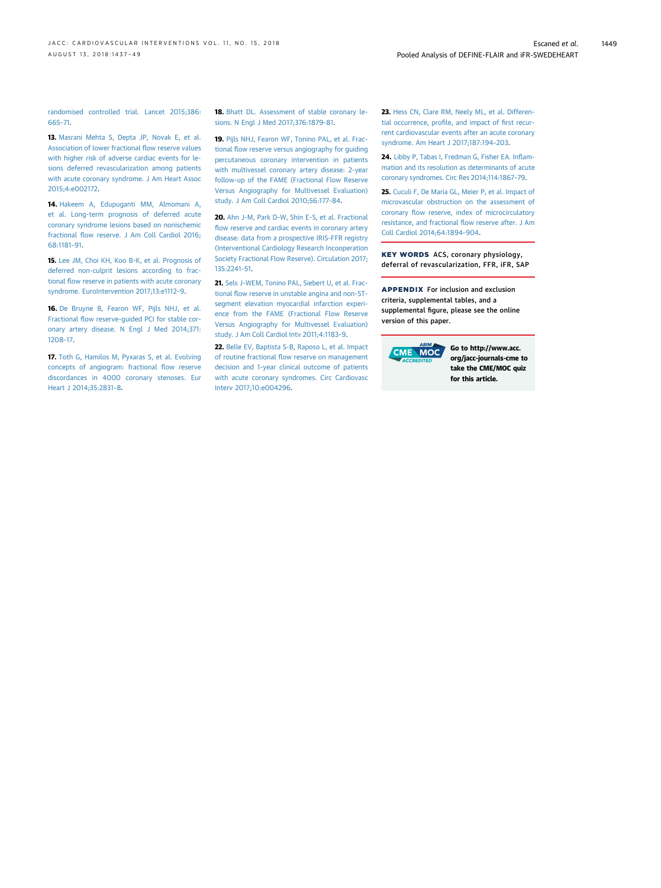randomised controlled trial. Lancet 2015;386:665–71.

**13.** Masrani Mehta S, Depta JP, Novak E, et al. Association of lower fractional flow reserve values with higher risk of adverse cardiac events for lesions deferred revascularization among patients with acute coronary syndrome. J Am Heart Assoc 2015;4:e002172.

**14.** Hakeem A, Edupuganti MM, Almomani A, et al. Long-term prognosis of deferred acute coronary syndrome lesions based on nonischemic fractional flow reserve. J Am Coll Cardiol 2016;68:1181–91.

**15.** Lee JM, Choi KH, Koo B-K, et al. Prognosis of deferred non-culprit lesions according to fractional flow reserve in patients with acute coronary syndrome. EuroIntervention 2017;13:e1112–9.

**16.** De Bruyne B, Fearon WF, Pijls NHJ, et al. Fractional flow reserve-guided PCI for stable coronary artery disease. N Engl J Med 2014;371:1208–17.

**17.** Toth G, Hamilos M, Pyxaras S, et al. Evolving concepts of angiogram: fractional flow reserve discordances in 4000 coronary stenoses. Eur Heart J 2014;35:2831–8.

**18.** Bhatt DL. Assessment of stable coronary lesions. N Engl J Med 2017;376:1879–81.

**19.** Pijls NHJ, Fearon WF, Tonino PAL, et al. Fractional flow reserve versus angiography for guiding percutaneous coronary intervention in patients with multivessel coronary artery disease: 2-year follow-up of the FAME (Fractional Flow Reserve Versus Angiography for Multivessel Evaluation) study. J Am Coll Cardiol 2010;56:177–84.

**20.** Ahn J-M, Park D-W, Shin E-S, et al. Fractional flow reserve and cardiac events in coronary artery disease: data from a prospective IRIS-FFR registry (Interventional Cardiology Research Incooperation Society Fractional Flow Reserve). Circulation 2017;135:2241–51.

**21.** Sels J-WEM, Tonino PAL, Siebert U, et al. Fractional flow reserve in unstable angina and non-ST-segment elevation myocardial infarction experience from the FAME (Fractional Flow Reserve Versus Angiography for Multivessel Evaluation) study. J Am Coll Cardiol Intv 2011;4:1183–9.

**22.** Belle EV, Baptista S-B, Raposo L, et al. Impact of routine fractional flow reserve on management decision and 1-year clinical outcome of patients with acute coronary syndromes. Circ Cardiovasc Interv 2017;10:e004296.

**23.** Hess CN, Clare RM, Neely ML, et al. Differential occurrence, profile, and impact of first recurrent cardiovascular events after an acute coronary syndrome. Am Heart J 2017;187:194–203.

**24.** Libby P, Tabas I, Fredman G, Fisher EA. Inflammation and its resolution as determinants of acute coronary syndromes. Circ Res 2014;114:1867–79.

**25.** Cuculi F, De Maria GL, Meier P, et al. Impact of microvascular obstruction on the assessment of coronary flow reserve, index of microcirculatory resistance, and fractional flow reserve after. J Am Coll Cardiol 2014;64:1894–904.

**KEY WORDS** ACS, coronary physiology, deferral of revascularization, FFR, iFR, SAP

**APPENDIX** For inclusion and exclusion criteria, supplemental tables, and a supplemental figure, please see the online version of this paper.

ABIM CME MOC ACCREDITED

**Go to http://www.acc.org/jacc-journals-cme to take the CME/MOC quiz for this article.**